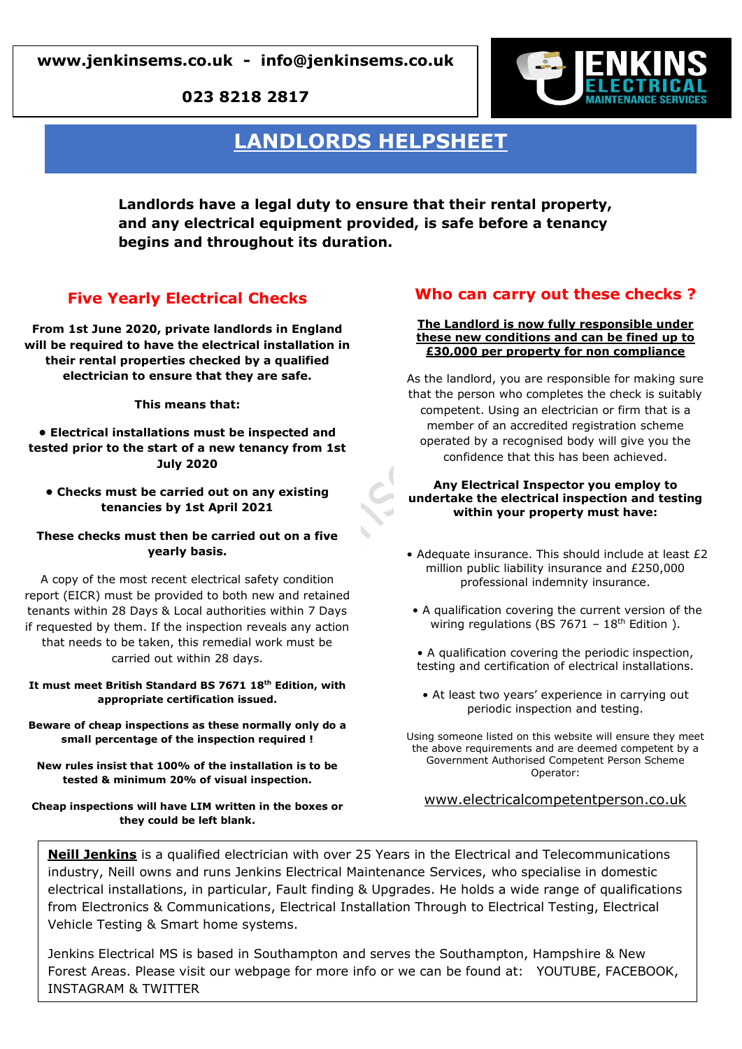**www.jenkinsems.co.uk - info@jenkinsems.co.uk**

**023 8218 2817**

JENKINS ELECTRICAL MAINTENANCE SERVICES

# LANDLORDS HELPSHEET

**Landlords have a legal duty to ensure that their rental property, and any electrical equipment provided, is safe before a tenancy begins and throughout its duration.**

## Five Yearly Electrical Checks

**From 1st June 2020, private landlords in England will be required to have the electrical installation in their rental properties checked by a qualified electrician to ensure that they are safe.**

**This means that:**

- **Electrical installations must be inspected and tested prior to the start of a new tenancy from 1st July 2020**
- **Checks must be carried out on any existing tenancies by 1st April 2021**

**These checks must then be carried out on a five yearly basis.**

A copy of the most recent electrical safety condition report (EICR) must be provided to both new and retained tenants within 28 Days & Local authorities within 7 Days if requested by them. If the inspection reveals any action that needs to be taken, this remedial work must be carried out within 28 days.

**It must meet British Standard BS 7671 18th Edition, with appropriate certification issued.**

**Beware of cheap inspections as these normally only do a small percentage of the inspection required !**

**New rules insist that 100% of the installation is to be tested & minimum 20% of visual inspection.**

**Cheap inspections will have LIM written in the boxes or they could be left blank.**

## Who can carry out these checks ?

**The Landlord is now fully responsible under these new conditions and can be fined up to £30,000 per property for non compliance**

As the landlord, you are responsible for making sure that the person who completes the check is suitably competent. Using an electrician or firm that is a member of an accredited registration scheme operated by a recognised body will give you the confidence that this has been achieved.

**Any Electrical Inspector you employ to undertake the electrical inspection and testing within your property must have:**

- Adequate insurance. This should include at least £2 million public liability insurance and £250,000 professional indemnity insurance.
- A qualification covering the current version of the wiring regulations (BS 7671 – 18th Edition ).
- A qualification covering the periodic inspection, testing and certification of electrical installations.
- At least two years' experience in carrying out periodic inspection and testing.

Using someone listed on this website will ensure they meet the above requirements and are deemed competent by a Government Authorised Competent Person Scheme Operator:

www.electricalcompetentperson.co.uk

**Neill Jenkins** is a qualified electrician with over 25 Years in the Electrical and Telecommunications industry, Neill owns and runs Jenkins Electrical Maintenance Services, who specialise in domestic electrical installations, in particular, Fault finding & Upgrades. He holds a wide range of qualifications from Electronics & Communications, Electrical Installation Through to Electrical Testing, Electrical Vehicle Testing & Smart home systems.

Jenkins Electrical MS is based in Southampton and serves the Southampton, Hampshire & New Forest Areas. Please visit our webpage for more info or we can be found at: YOUTUBE, FACEBOOK, INSTAGRAM & TWITTER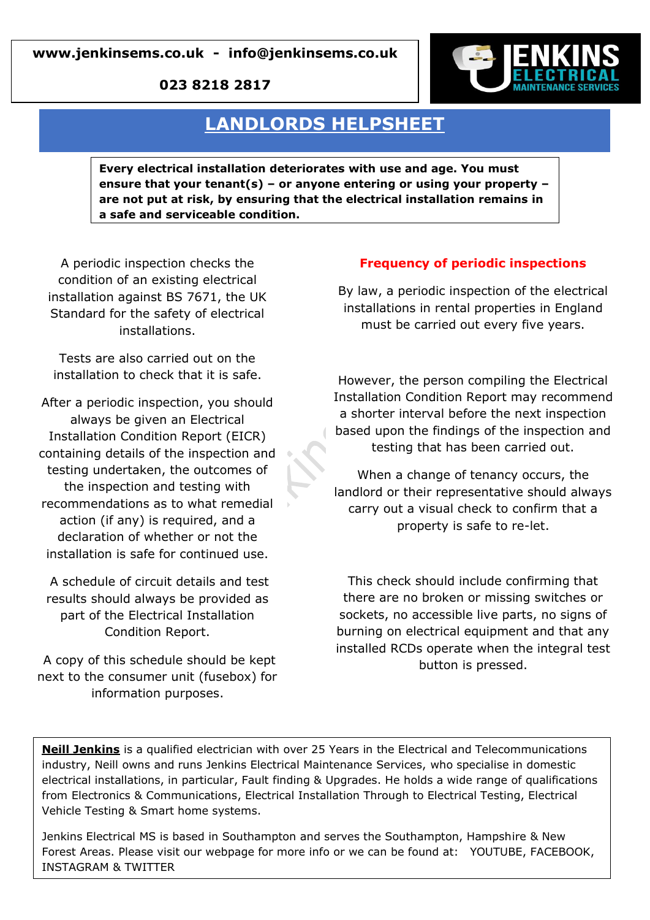**www.jenkinsems.co.uk - info@jenkinsems.co.uk**

**023 8218 2817**

# LANDLORDS HELPSHEET

**Every electrical installation deteriorates with use and age. You must ensure that your tenant(s) – or anyone entering or using your property – are not put at risk, by ensuring that the electrical installation remains in a safe and serviceable condition.**

A periodic inspection checks the condition of an existing electrical installation against BS 7671, the UK Standard for the safety of electrical installations.

Tests are also carried out on the installation to check that it is safe.

After a periodic inspection, you should always be given an Electrical Installation Condition Report (EICR) containing details of the inspection and testing undertaken, the outcomes of the inspection and testing with recommendations as to what remedial action (if any) is required, and a declaration of whether or not the installation is safe for continued use.

A schedule of circuit details and test results should always be provided as part of the Electrical Installation Condition Report.

A copy of this schedule should be kept next to the consumer unit (fusebox) for information purposes.

## Frequency of periodic inspections

By law, a periodic inspection of the electrical installations in rental properties in England must be carried out every five years.

However, the person compiling the Electrical Installation Condition Report may recommend a shorter interval before the next inspection based upon the findings of the inspection and testing that has been carried out.

When a change of tenancy occurs, the landlord or their representative should always carry out a visual check to confirm that a property is safe to re-let.

This check should include confirming that there are no broken or missing switches or sockets, no accessible live parts, no signs of burning on electrical equipment and that any installed RCDs operate when the integral test button is pressed.

**Neill Jenkins** is a qualified electrician with over 25 Years in the Electrical and Telecommunications industry, Neill owns and runs Jenkins Electrical Maintenance Services, who specialise in domestic electrical installations, in particular, Fault finding & Upgrades. He holds a wide range of qualifications from Electronics & Communications, Electrical Installation Through to Electrical Testing, Electrical Vehicle Testing & Smart home systems.

Jenkins Electrical MS is based in Southampton and serves the Southampton, Hampshire & New Forest Areas. Please visit our webpage for more info or we can be found at: YOUTUBE, FACEBOOK, INSTAGRAM & TWITTER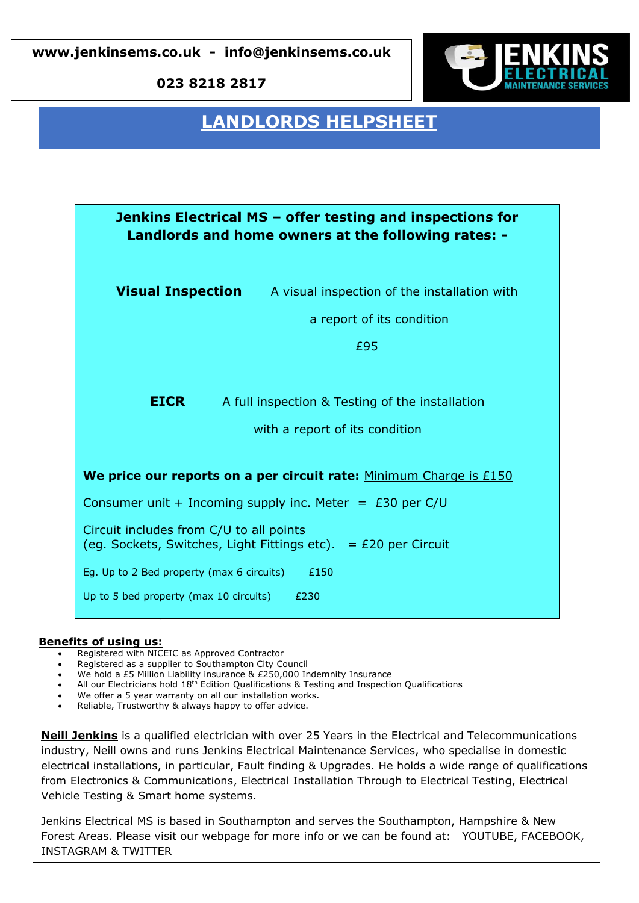**www.jenkinsems.co.uk - info@jenkinsems.co.uk**

**023 8218 2817**

# LANDLORDS HELPSHEET

**Jenkins Electrical MS – offer testing and inspections for Landlords and home owners at the following rates: -**

**Visual Inspection** A visual inspection of the installation with a report of its condition

£95

**EICR** A full inspection & Testing of the installation with a report of its condition

**We price our reports on a per circuit rate:** Minimum Charge is £150

Consumer unit + Incoming supply inc. Meter = £30 per C/U

Circuit includes from C/U to all points
(eg. Sockets, Switches, Light Fittings etc). = £20 per Circuit

Eg. Up to 2 Bed property (max 6 circuits) £150

Up to 5 bed property (max 10 circuits) £230

**Benefits of using us:**

- Registered with NICEIC as Approved Contractor
- Registered as a supplier to Southampton City Council
- We hold a £5 Million Liability insurance & £250,000 Indemnity Insurance
- All our Electricians hold 18th Edition Qualifications & Testing and Inspection Qualifications
- We offer a 5 year warranty on all our installation works.
- Reliable, Trustworthy & always happy to offer advice.

**Neill Jenkins** is a qualified electrician with over 25 Years in the Electrical and Telecommunications industry, Neill owns and runs Jenkins Electrical Maintenance Services, who specialise in domestic electrical installations, in particular, Fault finding & Upgrades. He holds a wide range of qualifications from Electronics & Communications, Electrical Installation Through to Electrical Testing, Electrical Vehicle Testing & Smart home systems.

Jenkins Electrical MS is based in Southampton and serves the Southampton, Hampshire & New Forest Areas. Please visit our webpage for more info or we can be found at: YOUTUBE, FACEBOOK, INSTAGRAM & TWITTER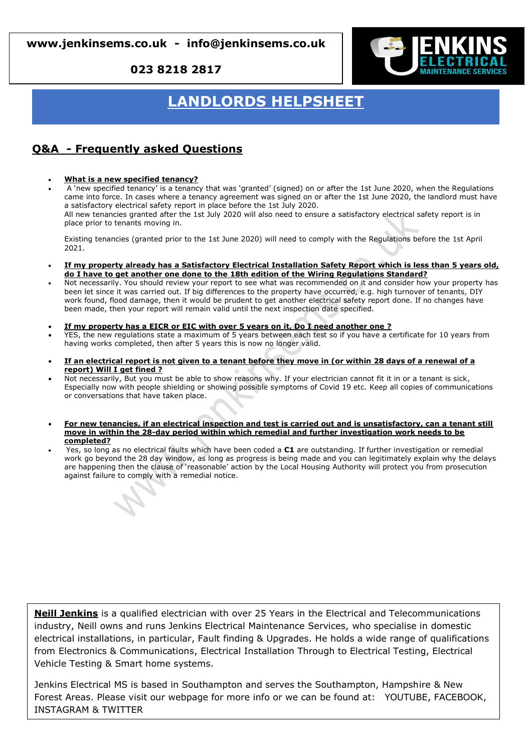www.jenkinsems.co.uk - info@jenkinsems.co.uk

023 8218 2817

# LANDLORDS HELPSHEET

## Q&A - Frequently asked Questions

- **What is a new specified tenancy?**
- A 'new specified tenancy' is a tenancy that was 'granted' (signed) on or after the 1st June 2020, when the Regulations came into force. In cases where a tenancy agreement was signed on or after the 1st June 2020, the landlord must have a satisfactory electrical safety report in place before the 1st July 2020.
  All new tenancies granted after the 1st July 2020 will also need to ensure a satisfactory electrical safety report is in place prior to tenants moving in.

  Existing tenancies (granted prior to the 1st June 2020) will need to comply with the Regulations before the 1st April 2021.

- **If my property already has a Satisfactory Electrical Installation Safety Report which is less than 5 years old, do I have to get another one done to the 18th edition of the Wiring Regulations Standard?**
- Not necessarily. You should review your report to see what was recommended on it and consider how your property has been let since it was carried out. If big differences to the property have occurred, e.g. high turnover of tenants, DIY work found, flood damage, then it would be prudent to get another electrical safety report done. If no changes have been made, then your report will remain valid until the next inspection date specified.

- **If my property has a EICR or EIC with over 5 years on it, Do I need another one ?**
- YES, the new regulations state a maximum of 5 years between each test so if you have a certificate for 10 years from having works completed, then after 5 years this is now no longer valid.

- **If an electrical report is not given to a tenant before they move in (or within 28 days of a renewal of a report) Will I get fined ?**
- Not necessarily, But you must be able to show reasons why. If your electrician cannot fit it in or a tenant is sick, Especially now with people shielding or showing possible symptoms of Covid 19 etc. Keep all copies of communications or conversations that have taken place.

- **For new tenancies, if an electrical inspection and test is carried out and is unsatisfactory, can a tenant still move in within the 28-day period within which remedial and further investigation work needs to be completed?**
- Yes, so long as no electrical faults which have been coded a **C1** are outstanding. If further investigation or remedial work go beyond the 28 day window, as long as progress is being made and you can legitimately explain why the delays are happening then the clause of 'reasonable' action by the Local Housing Authority will protect you from prosecution against failure to comply with a remedial notice.

**Neill Jenkins** is a qualified electrician with over 25 Years in the Electrical and Telecommunications industry, Neill owns and runs Jenkins Electrical Maintenance Services, who specialise in domestic electrical installations, in particular, Fault finding & Upgrades. He holds a wide range of qualifications from Electronics & Communications, Electrical Installation Through to Electrical Testing, Electrical Vehicle Testing & Smart home systems.

Jenkins Electrical MS is based in Southampton and serves the Southampton, Hampshire & New Forest Areas. Please visit our webpage for more info or we can be found at: YOUTUBE, FACEBOOK, INSTAGRAM & TWITTER